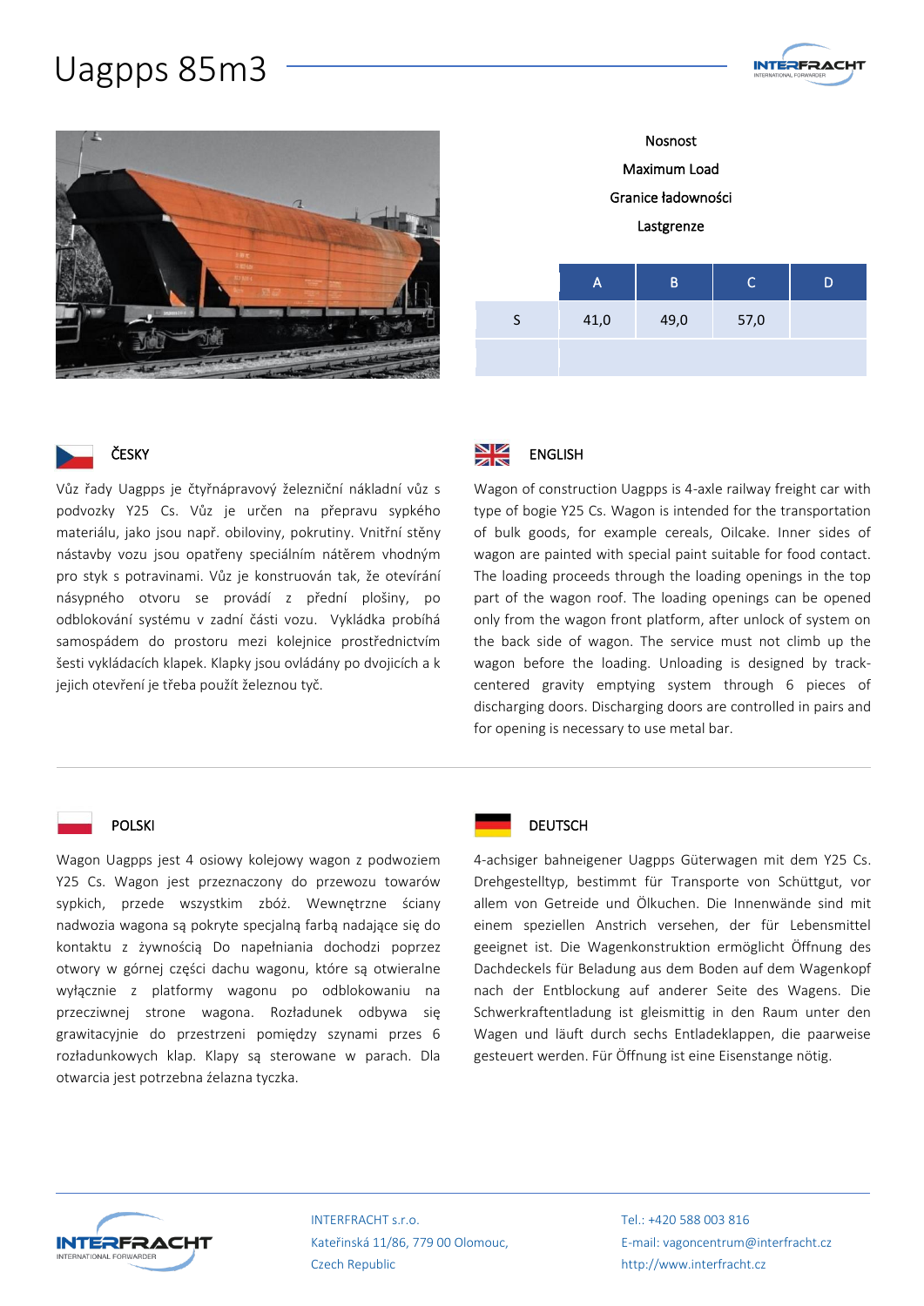# Uagpps 85m3

Nosnost

Maximum Load

Granice ładowności

Lastgrenze

| | A | B | C | D |
|---|---|---|---|---|
| S | 41,0 | 49,0 | 57,0 | |
| | | | | |

## ČESKY

Vůz řady Uagpps je čtyřnápravový železniční nákladní vůz s podvozky Y25 Cs. Vůz je určen na přepravu sypkého materiálu, jako jsou např. obiloviny, pokrutiny. Vnitřní stěny nástavby vozu jsou opatřeny speciálním nátěrem vhodným pro styk s potravinami. Vůz je konstruován tak, že otevírání násypného otvoru se provádí z přední plošiny, po odblokování systému v zadní části vozu. Vykládka probíhá samospádem do prostoru mezi kolejnice prostřednictvím šesti vykládacích klapek. Klapky jsou ovládány po dvojicích a k jejich otevření je třeba použít železnou tyč.

## ENGLISH

Wagon of construction Uagpps is 4-axle railway freight car with type of bogie Y25 Cs. Wagon is intended for the transportation of bulk goods, for example cereals, Oilcake. Inner sides of wagon are painted with special paint suitable for food contact. The loading proceeds through the loading openings in the top part of the wagon roof. The loading openings can be opened only from the wagon front platform, after unlock of system on the back side of wagon. The service must not climb up the wagon before the loading. Unloading is designed by track-centered gravity emptying system through 6 pieces of discharging doors. Discharging doors are controlled in pairs and for opening is necessary to use metal bar.

## POLSKI

Wagon Uagpps jest 4 osiowy kolejowy wagon z podwoziem Y25 Cs. Wagon jest przeznaczony do przewozu towarów sypkich, przede wszystkim zbóż. Wewnętrzne ściany nadwozia wagona są pokryte specjalną farbą nadające się do kontaktu z żywnością Do napełniania dochodzi poprzez otwory w górnej części dachu wagonu, które są otwieralne wyłącznie z platformy wagonu po odblokowaniu na przeciwnej stronie wagona. Rozładunek odbywa się grawitacyjnie do przestrzeni pomiędzy szynami przes 6 rozładunkowych klap. Klapy są sterowane w parach. Dla otwarcia jest potrzebna żelazna tyczka.

## DEUTSCH

4-achsiger bahneigener Uagpps Güterwagen mit dem Y25 Cs. Drehgestelltyp, bestimmt für Transporte von Schüttgut, vor allem von Getreide und Ölkuchen. Die Innenwände sind mit einem speziellen Anstrich versehen, der für Lebensmittel geeignet ist. Die Wagenkonstruktion ermöglicht Öffnung des Dachdeckels für Beladung aus dem Boden auf dem Wagenkopf nach der Entblockung auf anderer Seite des Wagens. Die Schwerkraftentladung ist gleismittig in den Raum unter den Wagen und läuft durch sechs Entladeklappen, die paarweise gesteuert werden. Für Öffnung ist eine Eisenstange nötig.

INTERFRACHT s.r.o.
Kateřinská 11/86, 779 00 Olomouc,
Czech Republic

Tel.: +420 588 003 816
E-mail: vagoncentrum@interfracht.cz
http://www.interfracht.cz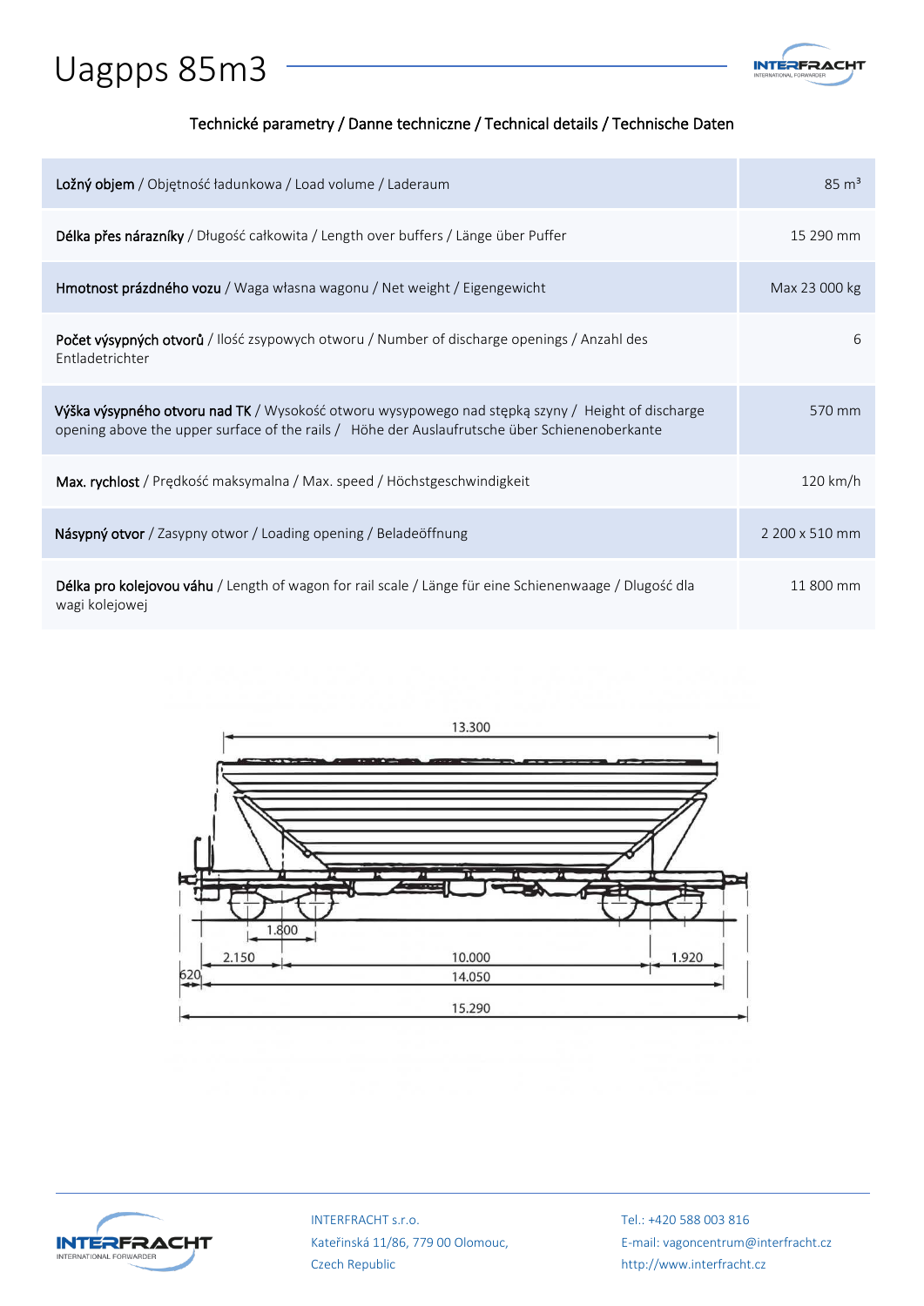# Uagpps 85m3

Technické parametry / Danne techniczne / Technical details / Technische Daten

| Parameter | Value |
|---|---|
| **Ložný objem** / Objętność ładunkowa / Load volume / Laderaum | 85 m³ |
| **Délka přes nárazníky** / Długość całkowita / Length over buffers / Länge über Puffer | 15 290 mm |
| **Hmotnost prázdného vozu** / Waga własna wagonu / Net weight / Eigengewicht | Max 23 000 kg |
| **Počet výsypných otvorů** / Ilość zsypowych otworu / Number of discharge openings / Anzahl des Entladetrichter | 6 |
| **Výška výsypného otvoru nad TK** / Wysokość otworu wysypowego nad stępką szyny / Height of discharge opening above the upper surface of the rails / Höhe der Auslaufrutsche über Schienenoberkante | 570 mm |
| **Max. rychlost** / Prędkość maksymalna / Max. speed / Höchstgeschwindigkeit | 120 km/h |
| **Násypný otvor** / Zasypny otwor / Loading opening / Beladeöffnung | 2 200 x 510 mm |
| **Délka pro kolejovou váhu** / Length of wagon for rail scale / Länge für eine Schienenwaage / Dlugość dla wagi kolejowej | 11 800 mm |

13.300

1.800

2.150 | 10.000 | 1.920

620 | 14.050

15.290

INTERFRACHT s.r.o.
Kateřinská 11/86, 779 00 Olomouc,
Czech Republic

Tel.: +420 588 003 816
E-mail: vagoncentrum@interfracht.cz
http://www.interfracht.cz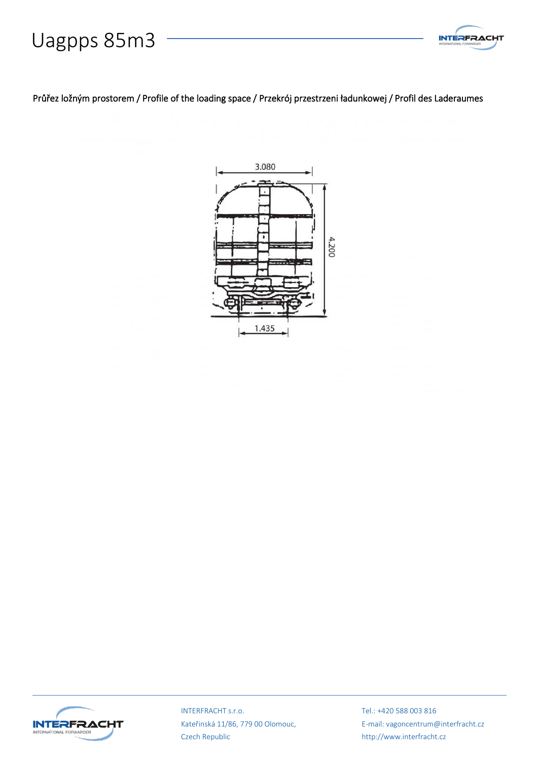# Uagpps 85m3

Průřez ložným prostorem / Profile of the loading space / Przekrój przestrzeni ładunkowej / Profil des Laderaumes

3.080

4.200

1.435